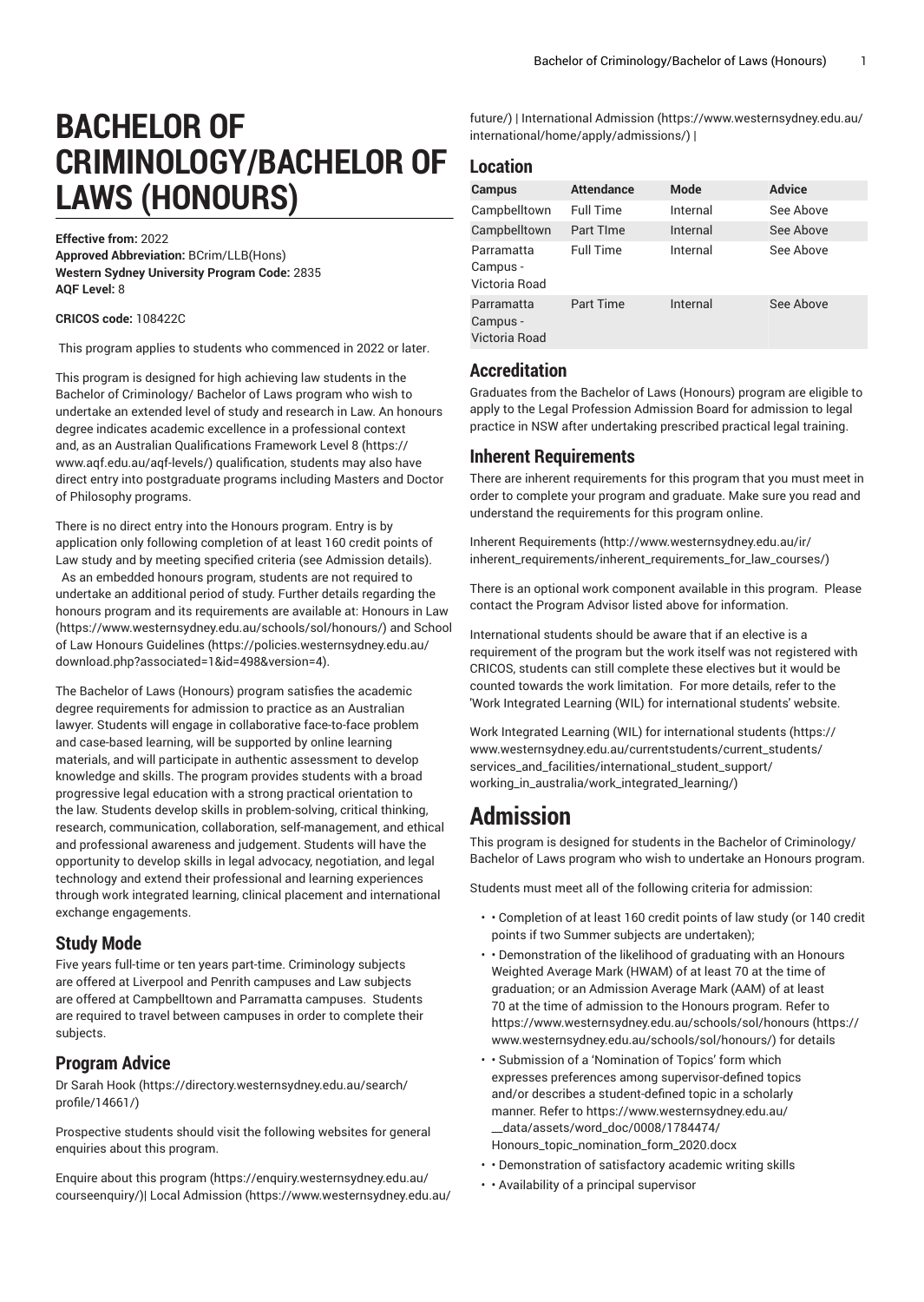# BACHELOR OF CRIMINOLOGY/BACHELOR OF LAWS (HONOURS)

**Effective from:** 2022
**Approved Abbreviation:** BCrim/LLB(Hons)
**Western Sydney University Program Code:** 2835
**AQF Level:** 8

**CRICOS code:** 108422C

This program applies to students who commenced in 2022 or later.

This program is designed for high achieving law students in the Bachelor of Criminology/ Bachelor of Laws program who wish to undertake an extended level of study and research in Law. An honours degree indicates academic excellence in a professional context and, as an Australian Qualifications Framework Level 8 (https://www.aqf.edu.au/aqf-levels/) qualification, students may also have direct entry into postgraduate programs including Masters and Doctor of Philosophy programs.

There is no direct entry into the Honours program. Entry is by application only following completion of at least 160 credit points of Law study and by meeting specified criteria (see Admission details). As an embedded honours program, students are not required to undertake an additional period of study. Further details regarding the honours program and its requirements are available at: Honours in Law (https://www.westernsydney.edu.au/schools/sol/honours/) and School of Law Honours Guidelines (https://policies.westernsydney.edu.au/download.php?associated=1&id=498&version=4).

The Bachelor of Laws (Honours) program satisfies the academic degree requirements for admission to practice as an Australian lawyer. Students will engage in collaborative face-to-face problem and case-based learning, will be supported by online learning materials, and will participate in authentic assessment to develop knowledge and skills. The program provides students with a broad progressive legal education with a strong practical orientation to the law. Students develop skills in problem-solving, critical thinking, research, communication, collaboration, self-management, and ethical and professional awareness and judgement. Students will have the opportunity to develop skills in legal advocacy, negotiation, and legal technology and extend their professional and learning experiences through work integrated learning, clinical placement and international exchange engagements.

## Study Mode

Five years full-time or ten years part-time. Criminology subjects are offered at Liverpool and Penrith campuses and Law subjects are offered at Campbelltown and Parramatta campuses. Students are required to travel between campuses in order to complete their subjects.

## Program Advice

Dr Sarah Hook (https://directory.westernsydney.edu.au/search/profile/14661/)

Prospective students should visit the following websites for general enquiries about this program.

Enquire about this program (https://enquiry.westernsydney.edu.au/courseenquiry/)| Local Admission (https://www.westernsydney.edu.au/future/) | International Admission (https://www.westernsydney.edu.au/international/home/apply/admissions/) |

## Location

| Campus | Attendance | Mode | Advice |
|---|---|---|---|
| Campbelltown | Full Time | Internal | See Above |
| Campbelltown | Part TIme | Internal | See Above |
| Parramatta Campus - Victoria Road | Full Time | Internal | See Above |
| Parramatta Campus - Victoria Road | Part Time | Internal | See Above |

## Accreditation

Graduates from the Bachelor of Laws (Honours) program are eligible to apply to the Legal Profession Admission Board for admission to legal practice in NSW after undertaking prescribed practical legal training.

## Inherent Requirements

There are inherent requirements for this program that you must meet in order to complete your program and graduate. Make sure you read and understand the requirements for this program online.

Inherent Requirements (http://www.westernsydney.edu.au/ir/inherent_requirements/inherent_requirements_for_law_courses/)

There is an optional work component available in this program. Please contact the Program Advisor listed above for information.

International students should be aware that if an elective is a requirement of the program but the work itself was not registered with CRICOS, students can still complete these electives but it would be counted towards the work limitation. For more details, refer to the 'Work Integrated Learning (WIL) for international students' website.

Work Integrated Learning (WIL) for international students (https://www.westernsydney.edu.au/currentstudents/current_students/services_and_facilities/international_student_support/working_in_australia/work_integrated_learning/)

# Admission

This program is designed for students in the Bachelor of Criminology/ Bachelor of Laws program who wish to undertake an Honours program.

Students must meet all of the following criteria for admission:

- • Completion of at least 160 credit points of law study (or 140 credit points if two Summer subjects are undertaken);
- • Demonstration of the likelihood of graduating with an Honours Weighted Average Mark (HWAM) of at least 70 at the time of graduation; or an Admission Average Mark (AAM) of at least 70 at the time of admission to the Honours program. Refer to https://www.westernsydney.edu.au/schools/sol/honours (https://www.westernsydney.edu.au/schools/sol/honours/) for details
- • Submission of a 'Nomination of Topics' form which expresses preferences among supervisor-defined topics and/or describes a student-defined topic in a scholarly manner. Refer to https://www.westernsydney.edu.au/__data/assets/word_doc/0008/1784474/Honours_topic_nomination_form_2020.docx
- • Demonstration of satisfactory academic writing skills
- • Availability of a principal supervisor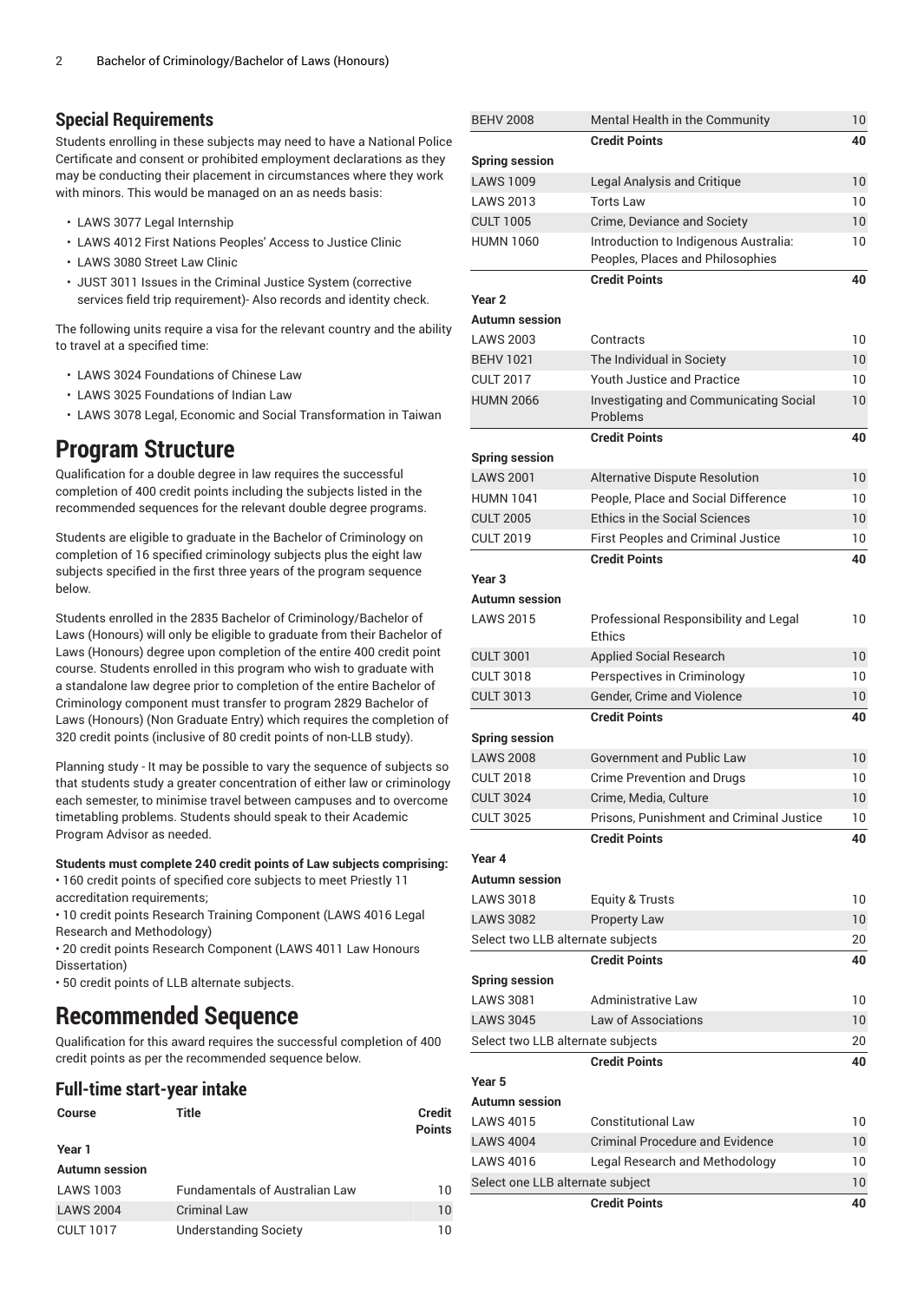## Special Requirements

Students enrolling in these subjects may need to have a National Police Certificate and consent or prohibited employment declarations as they may be conducting their placement in circumstances where they work with minors. This would be managed on an as needs basis:

- LAWS 3077 Legal Internship
- LAWS 4012 First Nations Peoples' Access to Justice Clinic
- LAWS 3080 Street Law Clinic
- JUST 3011 Issues in the Criminal Justice System (corrective services field trip requirement)- Also records and identity check.

The following units require a visa for the relevant country and the ability to travel at a specified time:

- LAWS 3024 Foundations of Chinese Law
- LAWS 3025 Foundations of Indian Law
- LAWS 3078 Legal, Economic and Social Transformation in Taiwan

# Program Structure

Qualification for a double degree in law requires the successful completion of 400 credit points including the subjects listed in the recommended sequences for the relevant double degree programs.

Students are eligible to graduate in the Bachelor of Criminology on completion of 16 specified criminology subjects plus the eight law subjects specified in the first three years of the program sequence below.

Students enrolled in the 2835 Bachelor of Criminology/Bachelor of Laws (Honours) will only be eligible to graduate from their Bachelor of Laws (Honours) degree upon completion of the entire 400 credit point course. Students enrolled in this program who wish to graduate with a standalone law degree prior to completion of the entire Bachelor of Criminology component must transfer to program 2829 Bachelor of Laws (Honours) (Non Graduate Entry) which requires the completion of 320 credit points (inclusive of 80 credit points of non-LLB study).

Planning study - It may be possible to vary the sequence of subjects so that students study a greater concentration of either law or criminology each semester, to minimise travel between campuses and to overcome timetabling problems. Students should speak to their Academic Program Advisor as needed.

**Students must complete 240 credit points of Law subjects comprising:**

• 160 credit points of specified core subjects to meet Priestly 11 accreditation requirements;

• 10 credit points Research Training Component (LAWS 4016 Legal Research and Methodology)

• 20 credit points Research Component (LAWS 4011 Law Honours Dissertation)

• 50 credit points of LLB alternate subjects.

# Recommended Sequence

Qualification for this award requires the successful completion of 400 credit points as per the recommended sequence below.

## Full-time start-year intake

| Course | Title | Credit Points |
|---|---|---|
| **Year 1** | | |
| **Autumn session** | | |
| LAWS 1003 | Fundamentals of Australian Law | 10 |
| LAWS 2004 | Criminal Law | 10 |
| CULT 1017 | Understanding Society | 10 |
| BEHV 2008 | Mental Health in the Community | 10 |
| | **Credit Points** | **40** |
| **Spring session** | | |
| LAWS 1009 | Legal Analysis and Critique | 10 |
| LAWS 2013 | Torts Law | 10 |
| CULT 1005 | Crime, Deviance and Society | 10 |
| HUMN 1060 | Introduction to Indigenous Australia: Peoples, Places and Philosophies | 10 |
| | **Credit Points** | **40** |
| **Year 2** | | |
| **Autumn session** | | |
| LAWS 2003 | Contracts | 10 |
| BEHV 1021 | The Individual in Society | 10 |
| CULT 2017 | Youth Justice and Practice | 10 |
| HUMN 2066 | Investigating and Communicating Social Problems | 10 |
| | **Credit Points** | **40** |
| **Spring session** | | |
| LAWS 2001 | Alternative Dispute Resolution | 10 |
| HUMN 1041 | People, Place and Social Difference | 10 |
| CULT 2005 | Ethics in the Social Sciences | 10 |
| CULT 2019 | First Peoples and Criminal Justice | 10 |
| | **Credit Points** | **40** |
| **Year 3** | | |
| **Autumn session** | | |
| LAWS 2015 | Professional Responsibility and Legal Ethics | 10 |
| CULT 3001 | Applied Social Research | 10 |
| CULT 3018 | Perspectives in Criminology | 10 |
| CULT 3013 | Gender, Crime and Violence | 10 |
| | **Credit Points** | **40** |
| **Spring session** | | |
| LAWS 2008 | Government and Public Law | 10 |
| CULT 2018 | Crime Prevention and Drugs | 10 |
| CULT 3024 | Crime, Media, Culture | 10 |
| CULT 3025 | Prisons, Punishment and Criminal Justice | 10 |
| | **Credit Points** | **40** |
| **Year 4** | | |
| **Autumn session** | | |
| LAWS 3018 | Equity & Trusts | 10 |
| LAWS 3082 | Property Law | 10 |
| Select two LLB alternate subjects | | 20 |
| | **Credit Points** | **40** |
| **Spring session** | | |
| LAWS 3081 | Administrative Law | 10 |
| LAWS 3045 | Law of Associations | 10 |
| Select two LLB alternate subjects | | 20 |
| | **Credit Points** | **40** |
| **Year 5** | | |
| **Autumn session** | | |
| LAWS 4015 | Constitutional Law | 10 |
| LAWS 4004 | Criminal Procedure and Evidence | 10 |
| LAWS 4016 | Legal Research and Methodology | 10 |
| Select one LLB alternate subject | | 10 |
| | **Credit Points** | **40** |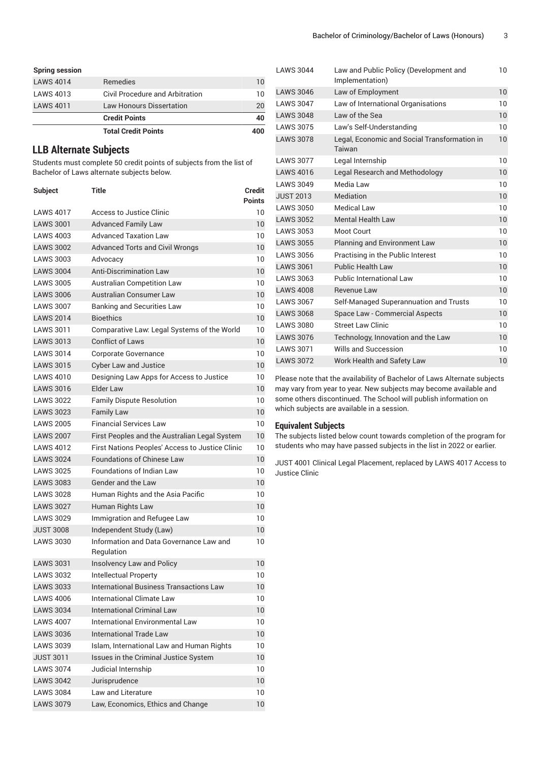**Spring session**

| | | |
|---|---|---|
| LAWS 4014 | Remedies | 10 |
| LAWS 4013 | Civil Procedure and Arbitration | 10 |
| LAWS 4011 | Law Honours Dissertation | 20 |
| | **Credit Points** | **40** |
| | **Total Credit Points** | **400** |

## LLB Alternate Subjects

Students must complete 50 credit points of subjects from the list of Bachelor of Laws alternate subjects below.

| Subject | Title | Credit Points |
|---|---|---|
| LAWS 4017 | Access to Justice Clinic | 10 |
| LAWS 3001 | Advanced Family Law | 10 |
| LAWS 4003 | Advanced Taxation Law | 10 |
| LAWS 3002 | Advanced Torts and Civil Wrongs | 10 |
| LAWS 3003 | Advocacy | 10 |
| LAWS 3004 | Anti-Discrimination Law | 10 |
| LAWS 3005 | Australian Competition Law | 10 |
| LAWS 3006 | Australian Consumer Law | 10 |
| LAWS 3007 | Banking and Securities Law | 10 |
| LAWS 2014 | Bioethics | 10 |
| LAWS 3011 | Comparative Law: Legal Systems of the World | 10 |
| LAWS 3013 | Conflict of Laws | 10 |
| LAWS 3014 | Corporate Governance | 10 |
| LAWS 3015 | Cyber Law and Justice | 10 |
| LAWS 4010 | Designing Law Apps for Access to Justice | 10 |
| LAWS 3016 | Elder Law | 10 |
| LAWS 3022 | Family Dispute Resolution | 10 |
| LAWS 3023 | Family Law | 10 |
| LAWS 2005 | Financial Services Law | 10 |
| LAWS 2007 | First Peoples and the Australian Legal System | 10 |
| LAWS 4012 | First Nations Peoples' Access to Justice Clinic | 10 |
| LAWS 3024 | Foundations of Chinese Law | 10 |
| LAWS 3025 | Foundations of Indian Law | 10 |
| LAWS 3083 | Gender and the Law | 10 |
| LAWS 3028 | Human Rights and the Asia Pacific | 10 |
| LAWS 3027 | Human Rights Law | 10 |
| LAWS 3029 | Immigration and Refugee Law | 10 |
| JUST 3008 | Independent Study (Law) | 10 |
| LAWS 3030 | Information and Data Governance Law and Regulation | 10 |
| LAWS 3031 | Insolvency Law and Policy | 10 |
| LAWS 3032 | Intellectual Property | 10 |
| LAWS 3033 | International Business Transactions Law | 10 |
| LAWS 4006 | International Climate Law | 10 |
| LAWS 3034 | International Criminal Law | 10 |
| LAWS 4007 | International Environmental Law | 10 |
| LAWS 3036 | International Trade Law | 10 |
| LAWS 3039 | Islam, International Law and Human Rights | 10 |
| JUST 3011 | Issues in the Criminal Justice System | 10 |
| LAWS 3074 | Judicial Internship | 10 |
| LAWS 3042 | Jurisprudence | 10 |
| LAWS 3084 | Law and Literature | 10 |
| LAWS 3079 | Law, Economics, Ethics and Change | 10 |
| LAWS 3044 | Law and Public Policy (Development and Implementation) | 10 |
| LAWS 3046 | Law of Employment | 10 |
| LAWS 3047 | Law of International Organisations | 10 |
| LAWS 3048 | Law of the Sea | 10 |
| LAWS 3075 | Law's Self-Understanding | 10 |
| LAWS 3078 | Legal, Economic and Social Transformation in Taiwan | 10 |
| LAWS 3077 | Legal Internship | 10 |
| LAWS 4016 | Legal Research and Methodology | 10 |
| LAWS 3049 | Media Law | 10 |
| JUST 2013 | Mediation | 10 |
| LAWS 3050 | Medical Law | 10 |
| LAWS 3052 | Mental Health Law | 10 |
| LAWS 3053 | Moot Court | 10 |
| LAWS 3055 | Planning and Environment Law | 10 |
| LAWS 3056 | Practising in the Public Interest | 10 |
| LAWS 3061 | Public Health Law | 10 |
| LAWS 3063 | Public International Law | 10 |
| LAWS 4008 | Revenue Law | 10 |
| LAWS 3067 | Self-Managed Superannuation and Trusts | 10 |
| LAWS 3068 | Space Law - Commercial Aspects | 10 |
| LAWS 3080 | Street Law Clinic | 10 |
| LAWS 3076 | Technology, Innovation and the Law | 10 |
| LAWS 3071 | Wills and Succession | 10 |
| LAWS 3072 | Work Health and Safety Law | 10 |

Please note that the availability of Bachelor of Laws Alternate subjects may vary from year to year. New subjects may become available and some others discontinued. The School will publish information on which subjects are available in a session.

### Equivalent Subjects

The subjects listed below count towards completion of the program for students who may have passed subjects in the list in 2022 or earlier.

JUST 4001 Clinical Legal Placement, replaced by LAWS 4017 Access to Justice Clinic